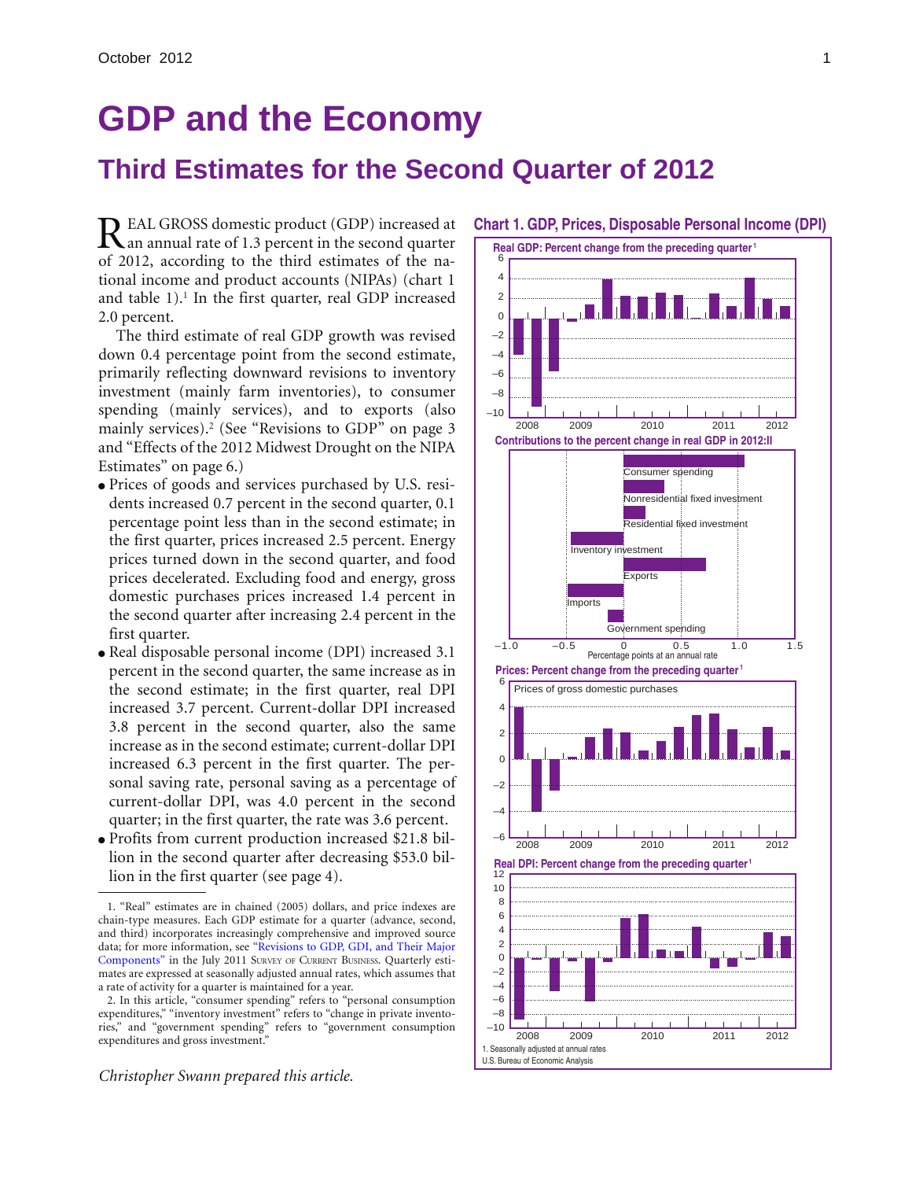# GDP and the Economy

## Third Estimates for the Second Quarter of 2012

REAL GROSS domestic product (GDP) increased at an annual rate of 1.3 percent in the second quarter of 2012, according to the third estimates of the national income and product accounts (NIPAs) (chart 1 and table 1).[1] In the first quarter, real GDP increased 2.0 percent.

The third estimate of real GDP growth was revised down 0.4 percentage point from the second estimate, primarily reflecting downward revisions to inventory investment (mainly farm inventories), to consumer spending (mainly services), and to exports (also mainly services).[2] (See "Revisions to GDP" on page 3 and "Effects of the 2012 Midwest Drought on the NIPA Estimates" on page 6.)

- Prices of goods and services purchased by U.S. residents increased 0.7 percent in the second quarter, 0.1 percentage point less than in the second estimate; in the first quarter, prices increased 2.5 percent. Energy prices turned down in the second quarter, and food prices decelerated. Excluding food and energy, gross domestic purchases prices increased 1.4 percent in the second quarter after increasing 2.4 percent in the first quarter.
- Real disposable personal income (DPI) increased 3.1 percent in the second quarter, the same increase as in the second estimate; in the first quarter, real DPI increased 3.7 percent. Current-dollar DPI increased 3.8 percent in the second quarter, also the same increase as in the second estimate; current-dollar DPI increased 6.3 percent in the first quarter. The personal saving rate, personal saving as a percentage of current-dollar DPI, was 4.0 percent in the second quarter; in the first quarter, the rate was 3.6 percent.
- Profits from current production increased $21.8 billion in the second quarter after decreasing $53.0 billion in the first quarter (see page 4).

**Chart 1. GDP, Prices, Disposable Personal Income (DPI)**

Real GDP: Percent change from the preceding quarter[1]

Contributions to the percent change in real GDP in 2012:II

Prices: Percent change from the preceding quarter[1]

Real DPI: Percent change from the preceding quarter[1]

1. Seasonally adjusted at annual rates
U.S. Bureau of Economic Analysis

1. "Real" estimates are in chained (2005) dollars, and price indexes are chain-type measures. Each GDP estimate for a quarter (advance, second, and third) incorporates increasingly comprehensive and improved source data; for more information, see "Revisions to GDP, GDI, and Their Major Components" in the July 2011 Survey of Current Business. Quarterly estimates are expressed at seasonally adjusted annual rates, which assumes that a rate of activity for a quarter is maintained for a year.

2. In this article, "consumer spending" refers to "personal consumption expenditures," "inventory investment" refers to "change in private inventories," and "government spending" refers to "government consumption expenditures and gross investment."

*Christopher Swann prepared this article.*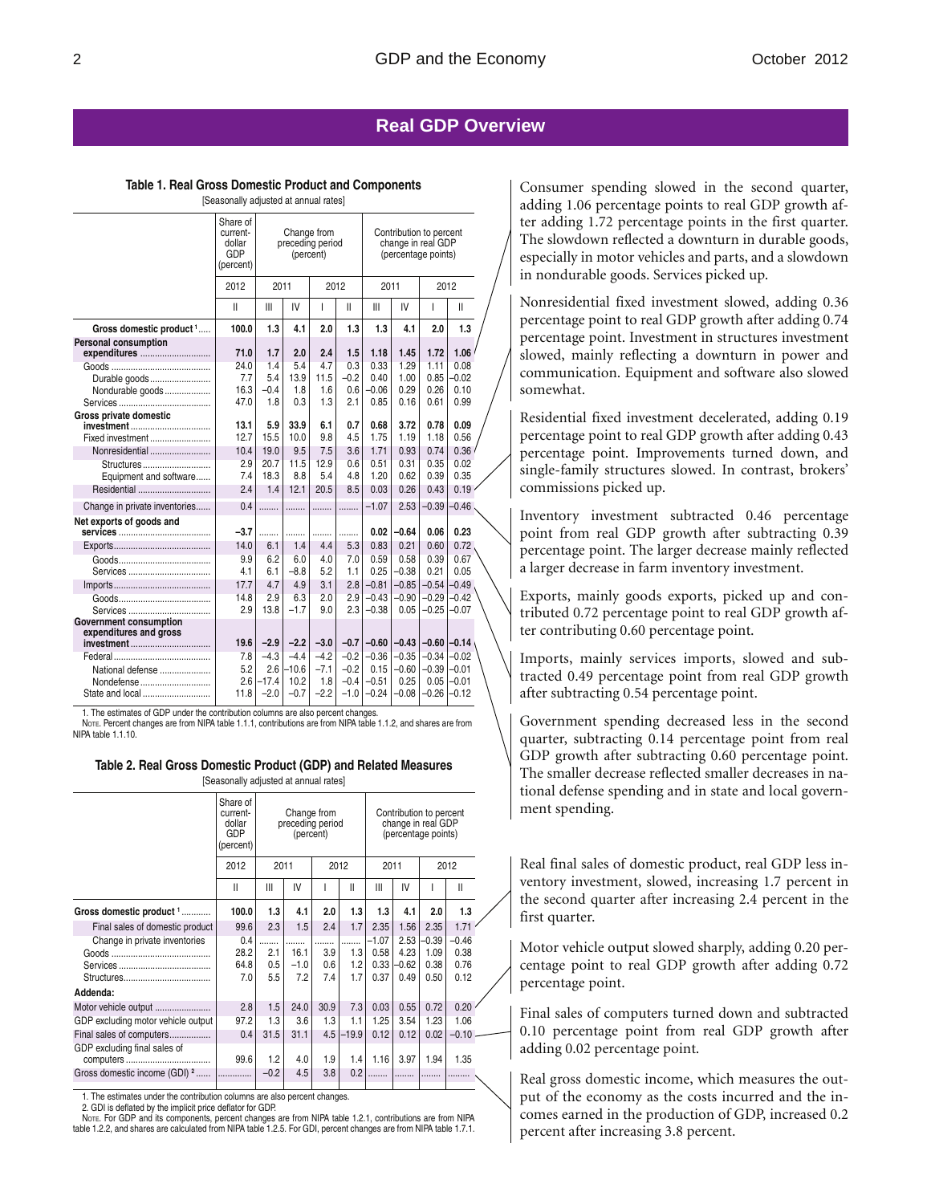## Real GDP Overview

**Table 1. Real Gross Domestic Product and Components**

[Seasonally adjusted at annual rates]

| | Share of current-dollar GDP (percent) | Change from preceding period (percent) | | | | Contribution to percent change in real GDP (percentage points) | | | |
|---|---|---|---|---|---|---|---|---|---|
| | 2012 | 2011 | | 2012 | | 2011 | | 2012 | |
| | II | III | IV | I | II | III | IV | I | II |
| **Gross domestic product** [1] | **100.0** | **1.3** | **4.1** | **2.0** | **1.3** | **1.3** | **4.1** | **2.0** | **1.3** |
| **Personal consumption expenditures** | **71.0** | **1.7** | **2.0** | **2.4** | **1.5** | **1.18** | **1.45** | **1.72** | **1.06** |
| Goods | 24.0 | 1.4 | 5.4 | 4.7 | 0.3 | 0.33 | 1.29 | 1.11 | 0.08 |
| Durable goods | 7.7 | 5.4 | 13.9 | 11.5 | −0.2 | 0.40 | 1.00 | 0.85 | −0.02 |
| Nondurable goods | 16.3 | −0.4 | 1.8 | 1.6 | 0.6 | −0.06 | 0.29 | 0.26 | 0.10 |
| Services | 47.0 | 1.8 | 0.3 | 1.3 | 2.1 | 0.85 | 0.16 | 0.61 | 0.99 |
| **Gross private domestic investment** | **13.1** | **5.9** | **33.9** | **6.1** | **0.7** | **0.68** | **3.72** | **0.78** | **0.09** |
| Fixed investment | 12.7 | 15.5 | 10.0 | 9.8 | 4.5 | 1.75 | 1.19 | 1.18 | 0.56 |
| Nonresidential | 10.4 | 19.0 | 9.5 | 7.5 | 3.6 | 1.71 | 0.93 | 0.74 | 0.36 |
| Structures | 2.9 | 20.7 | 11.5 | 12.9 | 0.6 | 0.51 | 0.31 | 0.35 | 0.02 |
| Equipment and software | 7.4 | 18.3 | 8.8 | 5.4 | 4.8 | 1.20 | 0.62 | 0.39 | 0.35 |
| Residential | 2.4 | 1.4 | 12.1 | 20.5 | 8.5 | 0.03 | 0.26 | 0.43 | 0.19 |
| Change in private inventories | 0.4 | ........ | ........ | ........ | ........ | −1.07 | 2.53 | −0.39 | −0.46 |
| **Net exports of goods and services** | **−3.7** | ........ | ........ | ........ | ........ | **0.02** | **−0.64** | **0.06** | **0.23** |
| Exports | 14.0 | 6.1 | 1.4 | 4.4 | 5.3 | 0.83 | 0.21 | 0.60 | 0.72 |
| Goods | 9.9 | 6.2 | 6.0 | 4.0 | 7.0 | 0.59 | 0.58 | 0.39 | 0.67 |
| Services | 4.1 | 6.1 | −8.8 | 5.2 | 1.1 | 0.25 | −0.38 | 0.21 | 0.05 |
| Imports | 17.7 | 4.7 | 4.9 | 3.1 | 2.8 | −0.81 | −0.85 | −0.54 | −0.49 |
| Goods | 14.8 | 2.9 | 6.3 | 2.0 | 2.9 | −0.43 | −0.90 | −0.29 | −0.42 |
| Services | 2.9 | 13.8 | −1.7 | 9.0 | 2.3 | −0.38 | 0.05 | −0.25 | −0.07 |
| **Government consumption expenditures and gross investment** | **19.6** | **−2.9** | **−2.2** | **−3.0** | **−0.7** | **−0.60** | **−0.43** | **−0.60** | **−0.14** |
| Federal | 7.8 | −4.3 | −4.4 | −4.2 | −0.2 | −0.36 | −0.35 | −0.34 | −0.02 |
| National defense | 5.2 | 2.6 | −10.6 | −7.1 | −0.2 | 0.15 | −0.60 | −0.39 | −0.01 |
| Nondefense | 2.6 | −17.4 | 10.2 | 1.8 | −0.4 | −0.51 | 0.25 | 0.05 | −0.01 |
| State and local | 11.8 | −2.0 | −0.7 | −2.2 | −1.0 | −0.24 | −0.08 | −0.26 | −0.12 |

1. The estimates of GDP under the contribution columns are also percent changes.

NOTE. Percent changes are from NIPA table 1.1.1, contributions are from NIPA table 1.1.2, and shares are from NIPA table 1.1.10.

Consumer spending slowed in the second quarter, adding 1.06 percentage points to real GDP growth after adding 1.72 percentage points in the first quarter. The slowdown reflected a downturn in durable goods, especially in motor vehicles and parts, and a slowdown in nondurable goods. Services picked up.

Nonresidential fixed investment slowed, adding 0.36 percentage point to real GDP growth after adding 0.74 percentage point. Investment in structures investment slowed, mainly reflecting a downturn in power and communication. Equipment and software also slowed somewhat.

Residential fixed investment decelerated, adding 0.19 percentage point to real GDP growth after adding 0.43 percentage point. Improvements turned down, and single-family structures slowed. In contrast, brokers' commissions picked up.

Inventory investment subtracted 0.46 percentage point from real GDP growth after subtracting 0.39 percentage point. The larger decrease mainly reflected a larger decrease in farm inventory investment.

Exports, mainly goods exports, picked up and contributed 0.72 percentage point to real GDP growth after contributing 0.60 percentage point.

Imports, mainly services imports, slowed and subtracted 0.49 percentage point from real GDP growth after subtracting 0.54 percentage point.

Government spending decreased less in the second quarter, subtracting 0.14 percentage point from real GDP growth after subtracting 0.60 percentage point. The smaller decrease reflected smaller decreases in national defense spending and in state and local government spending.

**Table 2. Real Gross Domestic Product (GDP) and Related Measures**

[Seasonally adjusted at annual rates]

| | Share of current-dollar GDP (percent) | Change from preceding period (percent) | | | | Contribution to percent change in real GDP (percentage points) | | | |
|---|---|---|---|---|---|---|---|---|---|
| | 2012 | 2011 | | 2012 | | 2011 | | 2012 | |
| | II | III | IV | I | II | III | IV | I | II |
| **Gross domestic product** [1] | **100.0** | **1.3** | **4.1** | **2.0** | **1.3** | **1.3** | **4.1** | **2.0** | **1.3** |
| Final sales of domestic product | 99.6 | 2.3 | 1.5 | 2.4 | 1.7 | 2.35 | 1.56 | 2.35 | 1.71 |
| Change in private inventories | 0.4 | ........ | ........ | ........ | ........ | −1.07 | 2.53 | −0.39 | −0.46 |
| Goods | 28.2 | 2.1 | 16.1 | 3.9 | 1.3 | 0.58 | 4.23 | 1.09 | 0.38 |
| Services | 64.8 | 0.5 | −1.0 | 0.6 | 1.2 | 0.33 | −0.62 | 0.38 | 0.76 |
| Structures | 7.0 | 5.5 | 7.2 | 7.4 | 1.7 | 0.37 | 0.49 | 0.50 | 0.12 |
| **Addenda:** | | | | | | | | | |
| Motor vehicle output | 2.8 | 1.5 | 24.0 | 30.9 | 7.3 | 0.03 | 0.55 | 0.72 | 0.20 |
| GDP excluding motor vehicle output | 97.2 | 1.3 | 3.6 | 1.3 | 1.1 | 1.25 | 3.54 | 1.23 | 1.06 |
| Final sales of computers | 0.4 | 31.5 | 31.1 | 4.5 | −19.9 | 0.12 | 0.12 | 0.02 | −0.10 |
| GDP excluding final sales of computers | 99.6 | 1.2 | 4.0 | 1.9 | 1.4 | 1.16 | 3.97 | 1.94 | 1.35 |
| Gross domestic income (GDI) [2] | .............. | −0.2 | 4.5 | 3.8 | 0.2 | ........ | ........ | ........ | ........ |

1. The estimates under the contribution columns are also percent changes.
2. GDI is deflated by the implicit price deflator for GDP.

NOTE. For GDP and its components, percent changes are from NIPA table 1.2.1, contributions are from NIPA table 1.2.2, and shares are calculated from NIPA table 1.2.5. For GDI, percent changes are from NIPA table 1.7.1.

Real final sales of domestic product, real GDP less inventory investment, slowed, increasing 1.7 percent in the second quarter after increasing 2.4 percent in the first quarter.

Motor vehicle output slowed sharply, adding 0.20 percentage point to real GDP growth after adding 0.72 percentage point.

Final sales of computers turned down and subtracted 0.10 percentage point from real GDP growth after adding 0.02 percentage point.

Real gross domestic income, which measures the output of the economy as the costs incurred and the incomes earned in the production of GDP, increased 0.2 percent after increasing 3.8 percent.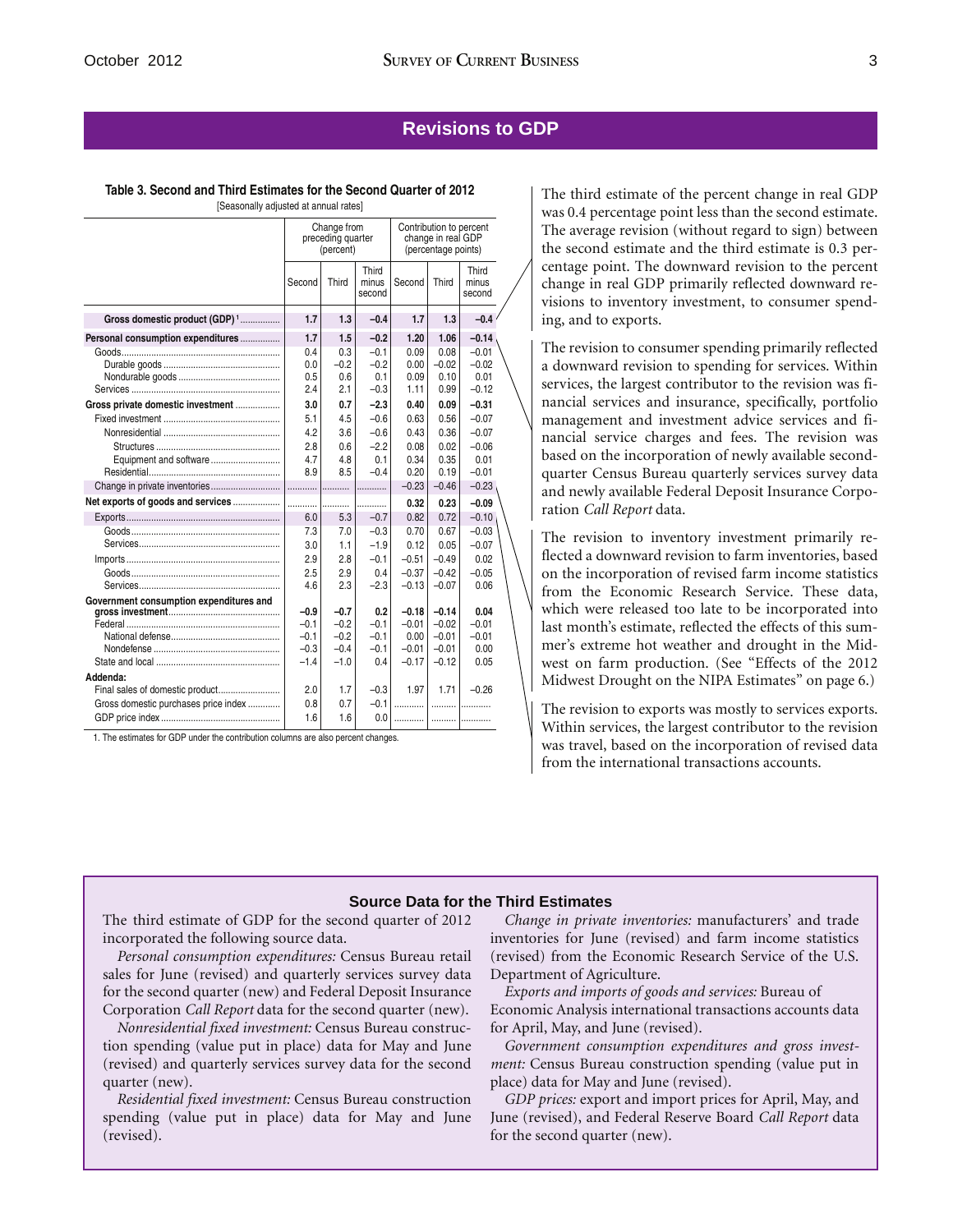## Revisions to GDP

**Table 3. Second and Third Estimates for the Second Quarter of 2012**

[Seasonally adjusted at annual rates]

| | Change from preceding quarter (percent) | | | Contribution to percent change in real GDP (percentage points) | | |
|---|---|---|---|---|---|---|
| | Second | Third | Third minus second | Second | Third | Third minus second |
| **Gross domestic product (GDP)** [1] | **1.7** | **1.3** | **–0.4** | **1.7** | **1.3** | **–0.4** |
| **Personal consumption expenditures** | **1.7** | **1.5** | **–0.2** | **1.20** | **1.06** | **–0.14** |
| Goods | 0.4 | 0.3 | –0.1 | 0.09 | 0.08 | –0.01 |
| Durable goods | 0.0 | –0.2 | –0.2 | 0.00 | –0.02 | –0.02 |
| Nondurable goods | 0.5 | 0.6 | 0.1 | 0.09 | 0.10 | 0.01 |
| Services | 2.4 | 2.1 | –0.3 | 1.11 | 0.99 | –0.12 |
| **Gross private domestic investment** | **3.0** | **0.7** | **–2.3** | **0.40** | **0.09** | **–0.31** |
| Fixed investment | 5.1 | 4.5 | –0.6 | 0.63 | 0.56 | –0.07 |
| Nonresidential | 4.2 | 3.6 | –0.6 | 0.43 | 0.36 | –0.07 |
| Structures | 2.8 | 0.6 | –2.2 | 0.08 | 0.02 | –0.06 |
| Equipment and software | 4.7 | 4.8 | 0.1 | 0.34 | 0.35 | 0.01 |
| Residential | 8.9 | 8.5 | –0.4 | 0.20 | 0.19 | –0.01 |
| Change in private inventories | ........... | ........... | ........... | –0.23 | –0.46 | –0.23 |
| **Net exports of goods and services** | ........... | ........... | ........... | **0.32** | **0.23** | **–0.09** |
| Exports | 6.0 | 5.3 | –0.7 | 0.82 | 0.72 | –0.10 |
| Goods | 7.3 | 7.0 | –0.3 | 0.70 | 0.67 | –0.03 |
| Services | 3.0 | 1.1 | –1.9 | 0.12 | 0.05 | –0.07 |
| Imports | 2.9 | 2.8 | –0.1 | –0.51 | –0.49 | 0.02 |
| Goods | 2.5 | 2.9 | 0.4 | –0.37 | –0.42 | –0.05 |
| Services | 4.6 | 2.3 | –2.3 | –0.13 | –0.07 | 0.06 |
| **Government consumption expenditures and gross investment** | **–0.9** | **–0.7** | **0.2** | **–0.18** | **–0.14** | **0.04** |
| Federal | –0.1 | –0.2 | –0.1 | –0.01 | –0.02 | –0.01 |
| National defense | –0.1 | –0.2 | –0.1 | 0.00 | –0.01 | –0.01 |
| Nondefense | –0.3 | –0.4 | –0.1 | –0.01 | –0.01 | 0.00 |
| State and local | –1.4 | –1.0 | 0.4 | –0.17 | –0.12 | 0.05 |
| **Addenda:** | | | | | | |
| Final sales of domestic product | 2.0 | 1.7 | –0.3 | 1.97 | 1.71 | –0.26 |
| Gross domestic purchases price index | 0.8 | 0.7 | –0.1 | ........... | ........... | ........... |
| GDP price index | 1.6 | 1.6 | 0.0 | ........... | ........... | ........... |

1. The estimates for GDP under the contribution columns are also percent changes.

The third estimate of the percent change in real GDP was 0.4 percentage point less than the second estimate. The average revision (without regard to sign) between the second estimate and the third estimate is 0.3 percentage point. The downward revision to the percent change in real GDP primarily reflected downward revisions to inventory investment, to consumer spending, and to exports.

The revision to consumer spending primarily reflected a downward revision to spending for services. Within services, the largest contributor to the revision was financial services and insurance, specifically, portfolio management and investment advice services and financial service charges and fees. The revision was based on the incorporation of newly available second-quarter Census Bureau quarterly services survey data and newly available Federal Deposit Insurance Corporation *Call Report* data.

The revision to inventory investment primarily reflected a downward revision to farm inventories, based on the incorporation of revised farm income statistics from the Economic Research Service. These data, which were released too late to be incorporated into last month's estimate, reflected the effects of this summer's extreme hot weather and drought in the Midwest on farm production. (See "Effects of the 2012 Midwest Drought on the NIPA Estimates" on page 6.)

The revision to exports was mostly to services exports. Within services, the largest contributor to the revision was travel, based on the incorporation of revised data from the international transactions accounts.

### Source Data for the Third Estimates

The third estimate of GDP for the second quarter of 2012 incorporated the following source data.

*Personal consumption expenditures:* Census Bureau retail sales for June (revised) and quarterly services survey data for the second quarter (new) and Federal Deposit Insurance Corporation *Call Report* data for the second quarter (new).

*Nonresidential fixed investment:* Census Bureau construction spending (value put in place) data for May and June (revised) and quarterly services survey data for the second quarter (new).

*Residential fixed investment:* Census Bureau construction spending (value put in place) data for May and June (revised).

*Change in private inventories:* manufacturers' and trade inventories for June (revised) and farm income statistics (revised) from the Economic Research Service of the U.S. Department of Agriculture.

*Exports and imports of goods and services:* Bureau of Economic Analysis international transactions accounts data for April, May, and June (revised).

*Government consumption expenditures and gross investment:* Census Bureau construction spending (value put in place) data for May and June (revised).

*GDP prices:* export and import prices for April, May, and June (revised), and Federal Reserve Board *Call Report* data for the second quarter (new).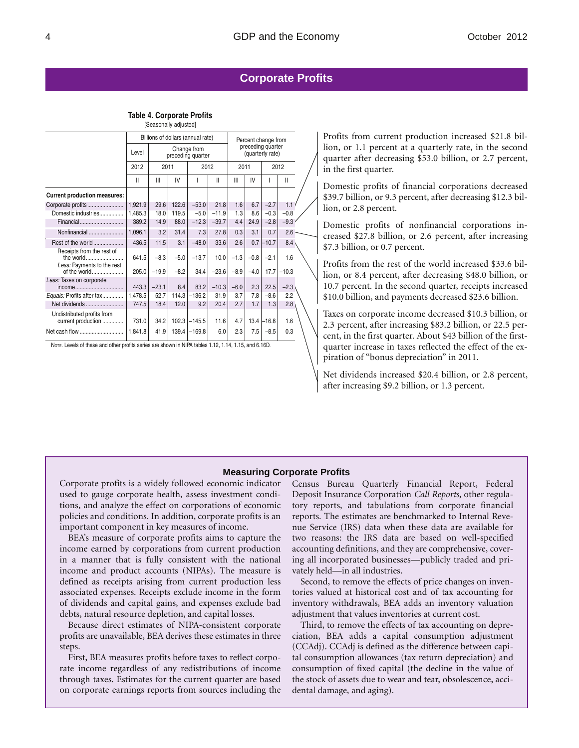## Corporate Profits

**Table 4. Corporate Profits**
[Seasonally adjusted]

| | Billions of dollars (annual rate) | | | | | Percent change from preceding quarter (quarterly rate) | | | |
|---|---|---|---|---|---|---|---|---|---|
| | Level | Change from preceding quarter | | | | | | | |
| | 2012 | 2011 | | 2012 | | 2011 | | 2012 | |
| | II | III | IV | I | II | III | IV | I | II |
| **Current production measures:** | | | | | | | | | |
| Corporate profits | 1,921.9 | 29.6 | 122.6 | −53.0 | 21.8 | 1.6 | 6.7 | −2.7 | 1.1 |
| Domestic industries | 1,485.3 | 18.0 | 119.5 | −5.0 | −11.9 | 1.3 | 8.6 | −0.3 | −0.8 |
| Financial | 389.2 | 14.9 | 88.0 | −12.3 | −39.7 | 4.4 | 24.9 | −2.8 | −9.3 |
| Nonfinancial | 1,096.1 | 3.2 | 31.4 | 7.3 | 27.8 | 0.3 | 3.1 | 0.7 | 2.6 |
| Rest of the world | 436.5 | 11.5 | 3.1 | −48.0 | 33.6 | 2.6 | 0.7 | −10.7 | 8.4 |
| Receipts from the rest of the world | 641.5 | −8.3 | −5.0 | −13.7 | 10.0 | −1.3 | −0.8 | −2.1 | 1.6 |
| *Less:* Payments to the rest of the world | 205.0 | −19.9 | −8.2 | 34.4 | −23.6 | −8.9 | −4.0 | 17.7 | −10.3 |
| *Less:* Taxes on corporate income | 443.3 | −23.1 | 8.4 | 83.2 | −10.3 | −6.0 | 2.3 | 22.5 | −2.3 |
| *Equals:* Profits after tax | 1,478.5 | 52.7 | 114.3 | −136.2 | 31.9 | 3.7 | 7.8 | −8.6 | 2.2 |
| Net dividends | 747.5 | 18.4 | 12.0 | 9.2 | 20.4 | 2.7 | 1.7 | 1.3 | 2.8 |
| Undistributed profits from current production | 731.0 | 34.2 | 102.3 | −145.5 | 11.6 | 4.7 | 13.4 | −16.8 | 1.6 |
| Net cash flow | 1,841.8 | 41.9 | 139.4 | −169.8 | 6.0 | 2.3 | 7.5 | −8.5 | 0.3 |

NOTE. Levels of these and other profits series are shown in NIPA tables 1.12, 1.14, 1.15, and 6.16D.

Profits from current production increased $21.8 billion, or 1.1 percent at a quarterly rate, in the second quarter after decreasing $53.0 billion, or 2.7 percent, in the first quarter.

Domestic profits of financial corporations decreased $39.7 billion, or 9.3 percent, after decreasing $12.3 billion, or 2.8 percent.

Domestic profits of nonfinancial corporations increased $27.8 billion, or 2.6 percent, after increasing $7.3 billion, or 0.7 percent.

Profits from the rest of the world increased $33.6 billion, or 8.4 percent, after decreasing $48.0 billion, or 10.7 percent. In the second quarter, receipts increased $10.0 billion, and payments decreased $23.6 billion.

Taxes on corporate income decreased $10.3 billion, or 2.3 percent, after increasing $83.2 billion, or 22.5 percent, in the first quarter. About $43 billion of the first-quarter increase in taxes reflected the effect of the expiration of "bonus depreciation" in 2011.

Net dividends increased $20.4 billion, or 2.8 percent, after increasing $9.2 billion, or 1.3 percent.

### Measuring Corporate Profits

Corporate profits is a widely followed economic indicator used to gauge corporate health, assess investment conditions, and analyze the effect on corporations of economic policies and conditions. In addition, corporate profits is an important component in key measures of income.

BEA's measure of corporate profits aims to capture the income earned by corporations from current production in a manner that is fully consistent with the national income and product accounts (NIPAs). The measure is defined as receipts arising from current production less associated expenses. Receipts exclude income in the form of dividends and capital gains, and expenses exclude bad debts, natural resource depletion, and capital losses.

Because direct estimates of NIPA-consistent corporate profits are unavailable, BEA derives these estimates in three steps.

First, BEA measures profits before taxes to reflect corporate income regardless of any redistributions of income through taxes. Estimates for the current quarter are based on corporate earnings reports from sources including the Census Bureau Quarterly Financial Report, Federal Deposit Insurance Corporation *Call Reports,* other regulatory reports, and tabulations from corporate financial reports. The estimates are benchmarked to Internal Revenue Service (IRS) data when these data are available for two reasons: the IRS data are based on well-specified accounting definitions, and they are comprehensive, covering all incorporated businesses—publicly traded and privately held—in all industries.

Second, to remove the effects of price changes on inventories valued at historical cost and of tax accounting for inventory withdrawals, BEA adds an inventory valuation adjustment that values inventories at current cost.

Third, to remove the effects of tax accounting on depreciation, BEA adds a capital consumption adjustment (CCAdj). CCAdj is defined as the difference between capital consumption allowances (tax return depreciation) and consumption of fixed capital (the decline in the value of the stock of assets due to wear and tear, obsolescence, accidental damage, and aging).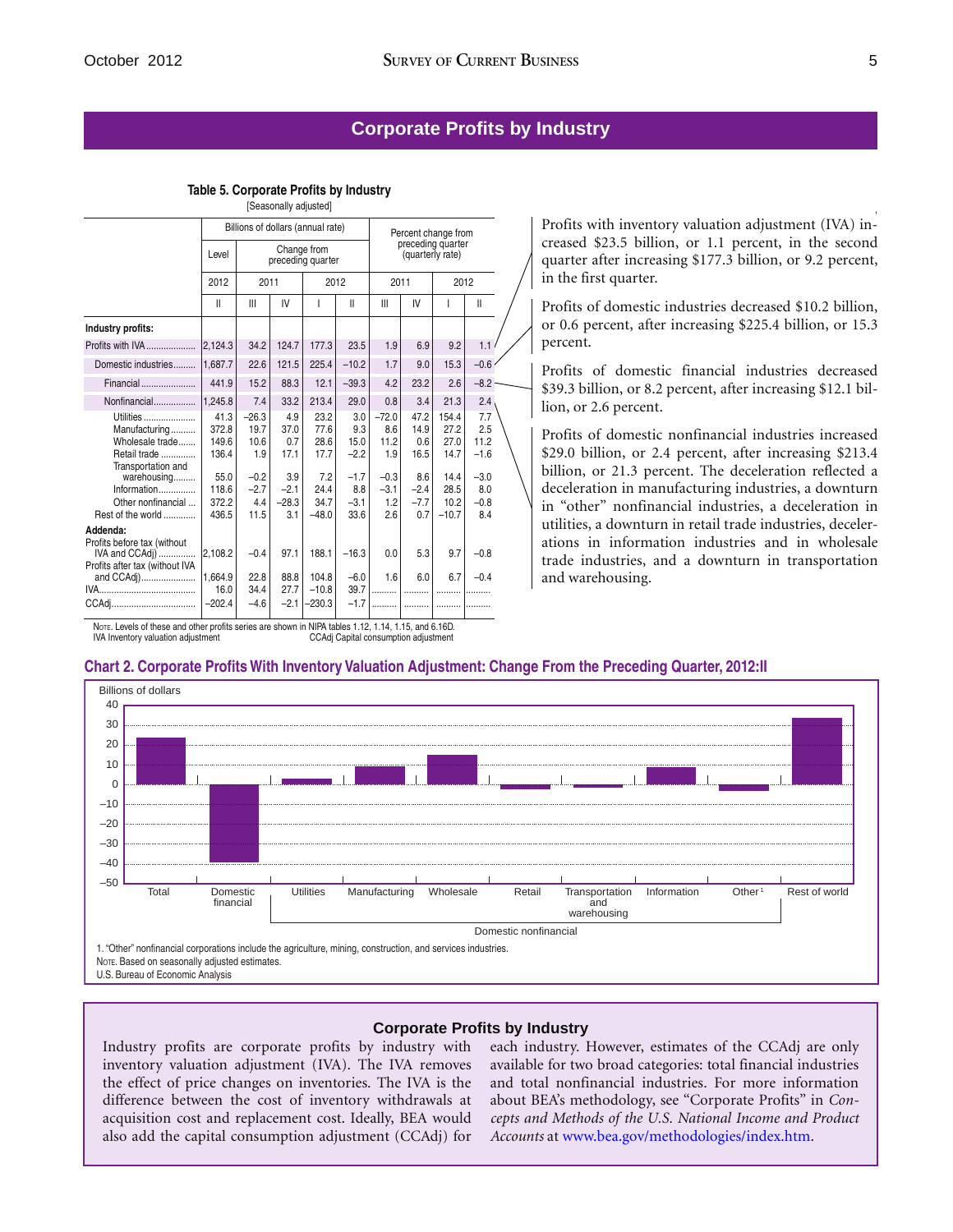## Corporate Profits by Industry

**Table 5. Corporate Profits by Industry**

[Seasonally adjusted]

| | Billions of dollars (annual rate) | | | | | Percent change from preceding quarter (quarterly rate) | | | |
|---|---|---|---|---|---|---|---|---|---|
| | Level | Change from preceding quarter | | | | | | | |
| | 2012 | 2011 | | 2012 | | 2011 | | 2012 | |
| | II | III | IV | I | II | III | IV | I | II |
| **Industry profits:** | | | | | | | | | |
| Profits with IVA | 2,124.3 | 34.2 | 124.7 | 177.3 | 23.5 | 1.9 | 6.9 | 9.2 | 1.1 |
| Domestic industries | 1,687.7 | 22.6 | 121.5 | 225.4 | −10.2 | 1.7 | 9.0 | 15.3 | −0.6 |
| Financial | 441.9 | 15.2 | 88.3 | 12.1 | −39.3 | 4.2 | 23.2 | 2.6 | −8.2 |
| Nonfinancial | 1,245.8 | 7.4 | 33.2 | 213.4 | 29.0 | 0.8 | 3.4 | 21.3 | 2.4 |
| Utilities | 41.3 | −26.3 | 4.9 | 23.2 | 3.0 | −72.0 | 47.2 | 154.4 | 7.7 |
| Manufacturing | 372.8 | 19.7 | 37.0 | 77.6 | 9.3 | 8.6 | 14.9 | 27.2 | 2.5 |
| Wholesale trade | 149.6 | 10.6 | 0.7 | 28.6 | 15.0 | 11.2 | 0.6 | 27.0 | 11.2 |
| Retail trade | 136.4 | 1.9 | 17.1 | 17.7 | −2.2 | 1.9 | 16.5 | 14.7 | −1.6 |
| Transportation and warehousing | 55.0 | −0.2 | 3.9 | 7.2 | −1.7 | −0.3 | 8.6 | 14.4 | −3.0 |
| Information | 118.6 | −2.7 | −2.1 | 24.4 | 8.8 | −3.1 | −2.4 | 28.5 | 8.0 |
| Other nonfinancial | 372.2 | 4.4 | −28.3 | 34.7 | −3.1 | 1.2 | −7.7 | 10.2 | −0.8 |
| Rest of the world | 436.5 | 11.5 | 3.1 | −48.0 | 33.6 | 2.6 | 0.7 | −10.7 | 8.4 |
| **Addenda:** | | | | | | | | | |
| Profits before tax (without IVA and CCAdj) | 2,108.2 | −0.4 | 97.1 | 188.1 | −16.3 | 0.0 | 5.3 | 9.7 | −0.8 |
| Profits after tax (without IVA and CCAdj) | 1,664.9 | 22.8 | 88.8 | 104.8 | −6.0 | 1.6 | 6.0 | 6.7 | −0.4 |
| IVA | 16.0 | 34.4 | 27.7 | −10.8 | 39.7 | ....... | ....... | ....... | ....... |
| CCAdj | −202.4 | −4.6 | −2.1 | −230.3 | −1.7 | ....... | ....... | ....... | ....... |

NOTE. Levels of these and other profits series are shown in NIPA tables 1.12, 1.14, 1.15, and 6.16D.
IVA Inventory valuation adjustment   CCAdj Capital consumption adjustment

Profits with inventory valuation adjustment (IVA) increased $23.5 billion, or 1.1 percent, in the second quarter after increasing $177.3 billion, or 9.2 percent, in the first quarter.

Profits of domestic industries decreased $10.2 billion, or 0.6 percent, after increasing $225.4 billion, or 15.3 percent.

Profits of domestic financial industries decreased $39.3 billion, or 8.2 percent, after increasing $12.1 billion, or 2.6 percent.

Profits of domestic nonfinancial industries increased $29.0 billion, or 2.4 percent, after increasing $213.4 billion, or 21.3 percent. The deceleration reflected a deceleration in manufacturing industries, a downturn in "other" nonfinancial industries, a deceleration in utilities, a downturn in retail trade industries, decelerations in information industries and in wholesale trade industries, and a downturn in transportation and warehousing.

**Chart 2. Corporate Profits With Inventory Valuation Adjustment: Change From the Preceding Quarter, 2012:II**

1. "Other" nonfinancial corporations include the agriculture, mining, construction, and services industries.
NOTE. Based on seasonally adjusted estimates.
U.S. Bureau of Economic Analysis

### Corporate Profits by Industry

Industry profits are corporate profits by industry with inventory valuation adjustment (IVA). The IVA removes the effect of price changes on inventories. The IVA is the difference between the cost of inventory withdrawals at acquisition cost and replacement cost. Ideally, BEA would also add the capital consumption adjustment (CCAdj) for each industry. However, estimates of the CCAdj are only available for two broad categories: total financial industries and total nonfinancial industries. For more information about BEA's methodology, see "Corporate Profits" in *Concepts and Methods of the U.S. National Income and Product Accounts* at www.bea.gov/methodologies/index.htm.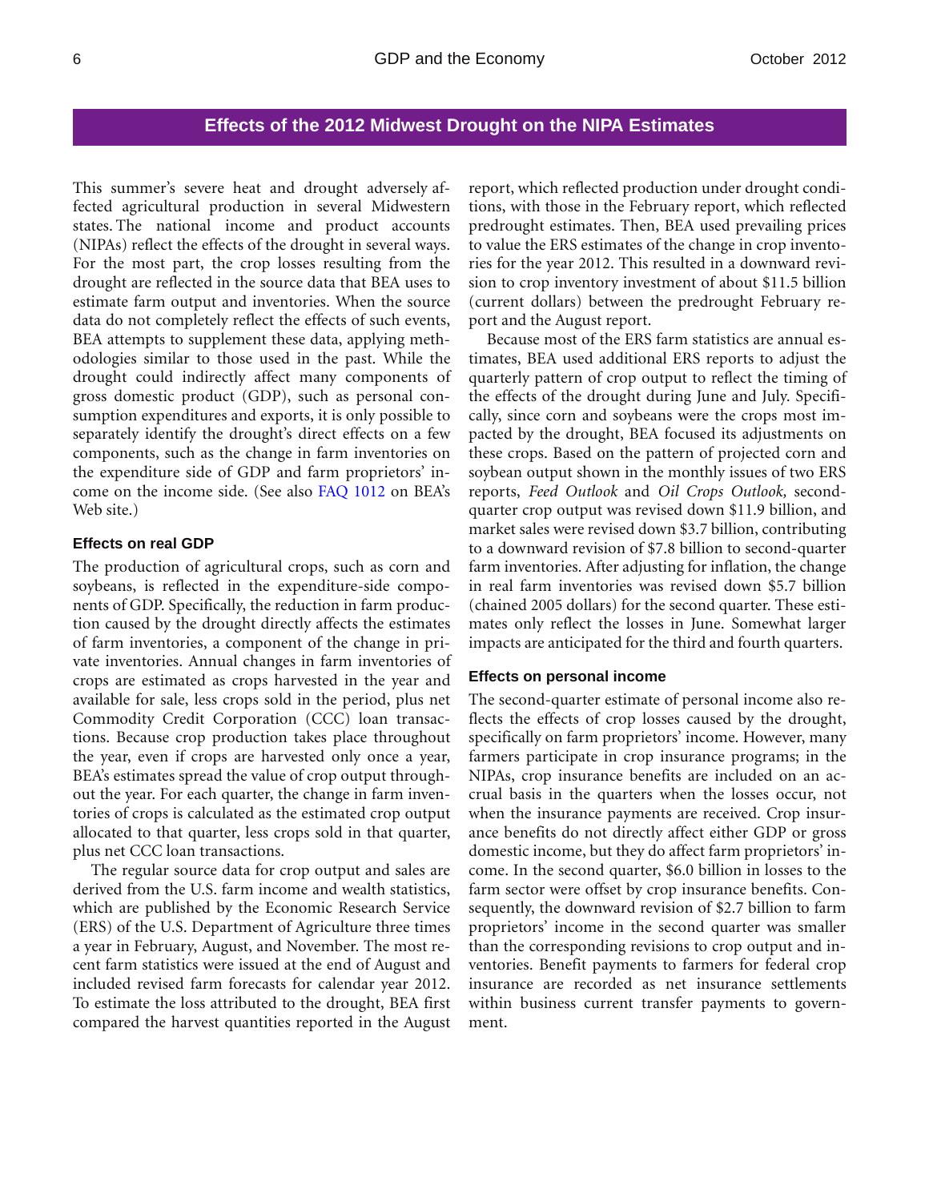## Effects of the 2012 Midwest Drought on the NIPA Estimates

This summer's severe heat and drought adversely affected agricultural production in several Midwestern states. The national income and product accounts (NIPAs) reflect the effects of the drought in several ways. For the most part, the crop losses resulting from the drought are reflected in the source data that BEA uses to estimate farm output and inventories. When the source data do not completely reflect the effects of such events, BEA attempts to supplement these data, applying methodologies similar to those used in the past. While the drought could indirectly affect many components of gross domestic product (GDP), such as personal consumption expenditures and exports, it is only possible to separately identify the drought's direct effects on a few components, such as the change in farm inventories on the expenditure side of GDP and farm proprietors' income on the income side. (See also FAQ 1012 on BEA's Web site.)

### Effects on real GDP

The production of agricultural crops, such as corn and soybeans, is reflected in the expenditure-side components of GDP. Specifically, the reduction in farm production caused by the drought directly affects the estimates of farm inventories, a component of the change in private inventories. Annual changes in farm inventories of crops are estimated as crops harvested in the year and available for sale, less crops sold in the period, plus net Commodity Credit Corporation (CCC) loan transactions. Because crop production takes place throughout the year, even if crops are harvested only once a year, BEA's estimates spread the value of crop output throughout the year. For each quarter, the change in farm inventories of crops is calculated as the estimated crop output allocated to that quarter, less crops sold in that quarter, plus net CCC loan transactions.

The regular source data for crop output and sales are derived from the U.S. farm income and wealth statistics, which are published by the Economic Research Service (ERS) of the U.S. Department of Agriculture three times a year in February, August, and November. The most recent farm statistics were issued at the end of August and included revised farm forecasts for calendar year 2012. To estimate the loss attributed to the drought, BEA first compared the harvest quantities reported in the August report, which reflected production under drought conditions, with those in the February report, which reflected predrought estimates. Then, BEA used prevailing prices to value the ERS estimates of the change in crop inventories for the year 2012. This resulted in a downward revision to crop inventory investment of about $11.5 billion (current dollars) between the predrought February report and the August report.

Because most of the ERS farm statistics are annual estimates, BEA used additional ERS reports to adjust the quarterly pattern of crop output to reflect the timing of the effects of the drought during June and July. Specifically, since corn and soybeans were the crops most impacted by the drought, BEA focused its adjustments on these crops. Based on the pattern of projected corn and soybean output shown in the monthly issues of two ERS reports, *Feed Outlook* and *Oil Crops Outlook,* second-quarter crop output was revised down $11.9 billion, and market sales were revised down $3.7 billion, contributing to a downward revision of $7.8 billion to second-quarter farm inventories. After adjusting for inflation, the change in real farm inventories was revised down $5.7 billion (chained 2005 dollars) for the second quarter. These estimates only reflect the losses in June. Somewhat larger impacts are anticipated for the third and fourth quarters.

### Effects on personal income

The second-quarter estimate of personal income also reflects the effects of crop losses caused by the drought, specifically on farm proprietors' income. However, many farmers participate in crop insurance programs; in the NIPAs, crop insurance benefits are included on an accrual basis in the quarters when the losses occur, not when the insurance payments are received. Crop insurance benefits do not directly affect either GDP or gross domestic income, but they do affect farm proprietors' income. In the second quarter, $6.0 billion in losses to the farm sector were offset by crop insurance benefits. Consequently, the downward revision of $2.7 billion to farm proprietors' income in the second quarter was smaller than the corresponding revisions to crop output and inventories. Benefit payments to farmers for federal crop insurance are recorded as net insurance settlements within business current transfer payments to government.